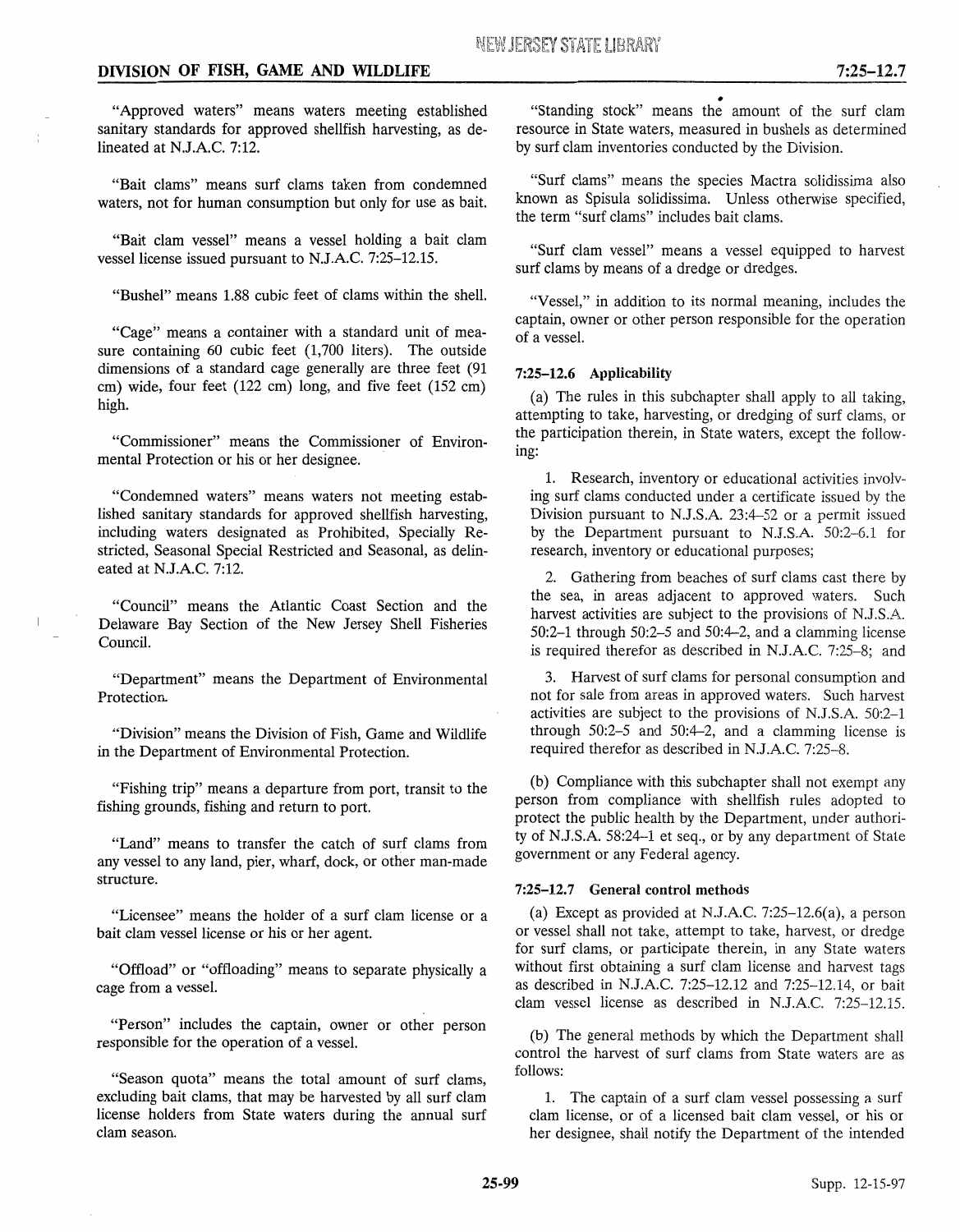"Approved waters" means waters meeting established sanitary standards for approved shellfish harvesting, as delineated at N.J.A.C. 7:12.

"Bait clams" means surf clams taken from condemned waters, not for human consumption but only for use as bait.

"Bait clam vessel" means a vessel holding a bait clam vessel license issued pursuant to N.J.A.C. 7:25–12.15.

"Bushel" means 1.88 cubic feet of clams within the shell.

"Cage" means a container with a standard unit of measure containing 60 cubic feet (1,700 liters). The outside dimensions of a standard cage generally are three feet (91 cm) wide, four feet (122 cm) long, and five feet (152 cm) high.

"Commissioner" means the Commissioner of Environmental Protection or his or her designee.

"Condemned waters" means waters not meeting established sanitary standards for approved shellfish harvesting, including waters designated as Prohibited, Specially Restricted, Seasonal Special Restricted and Seasonal, as delineated at N.J.A.C. 7:12.

"Council" means the Atlantic Coast Section and the Delaware Bay Section of the New Jersey Shell Fisheries Council.

"Department" means the Department of Environmental Protection.

"Division" means the Division of Fish, Game and Wildlife in the Department of Environmental Protection.

"Fishing trip" means a departure from port, transit to the fishing grounds, fishing and return to port.

"Land" means to transfer the catch of surf clams from any vessel to any land, pier, wharf, dock, or other man-made structure.

"Licensee" means the holder of a surf clam license or a bait clam vessel license or his or her agent.

"Offload" or "offloading" means to separate physically a cage from a vessel.

"Person" includes the captain, owner or other person responsible for the operation of a vessel.

"Season quota" means the total amount of surf clams, excluding bait clams, that may be harvested by all surf clam license holders from State waters during the annual surf clam season.

"Standing stock" means the amount of the surf clam resource in State waters, measured in bushels as determined by surf clam inventories conducted by the Division.

"Surf clams" means the species Mactra solidissima also known as Spisula solidissima. Unless otherwise specified, the term "surf clams" includes bait clams.

"Surf clam vessel" means a vessel equipped to harvest surf clams by means of a dredge or dredges.

"Vessel," in addition to its normal meaning, includes the captain, owner or other person responsible for the operation of a vessel.

### 7:25–12.6 Applicability

(a) The rules in this subchapter shall apply to all taking, attempting to take, harvesting, or dredging of surf clams, or the participation therein, in State waters, except the following:

1. Research, inventory or educational activities involving surf clams conducted under a certificate issued by the Division pursuant to N.J.S.A. 23:4–52 or a permit issued by the Department pursuant to N.J.S.A. 50:2–6.1 for research, inventory or educational purposes;

2. Gathering from beaches of surf clams cast there by the sea, in areas adjacent to approved waters. Such harvest activities are subject to the provisions of N.J.S.A. 50:2–1 through 50:2–5 and 50:4–2, and a clamming license is required therefor as described in N.J.A.C. 7:25–8; and

3. Harvest of surf clams for personal consumption and not for sale from areas in approved waters. Such harvest activities are subject to the provisions of N.J.S.A. 50:2–1 through 50:2–5 and 50:4–2, and a clamming license is required therefor as described in N.J.A.C. 7:25–8.

(b) Compliance with this subchapter shall not exempt any person from compliance with shellfish rules adopted to protect the public health by the Department, under authority of N.J.S.A. 58:24–1 et seq., or by any department of State government or any Federal agency.

### 7:25–12.7 General control methods

(a) Except as provided at N.J.A.C. 7:25–12.6(a), a person or vessel shall not take, attempt to take, harvest, or dredge for surf clams, or participate therein, in any State waters without first obtaining a surf clam license and harvest tags as described in N.J.A.C. 7:25–12.12 and 7:25–12.14, or bait clam vessel license as described in N.J.A.C. 7:25–12.15.

(b) The general methods by which the Department shall control the harvest of surf clams from State waters are as follows:

1. The captain of a surf clam vessel possessing a surf clam license, or of a licensed bait clam vessel, or his or her designee, shall notify the Department of the intended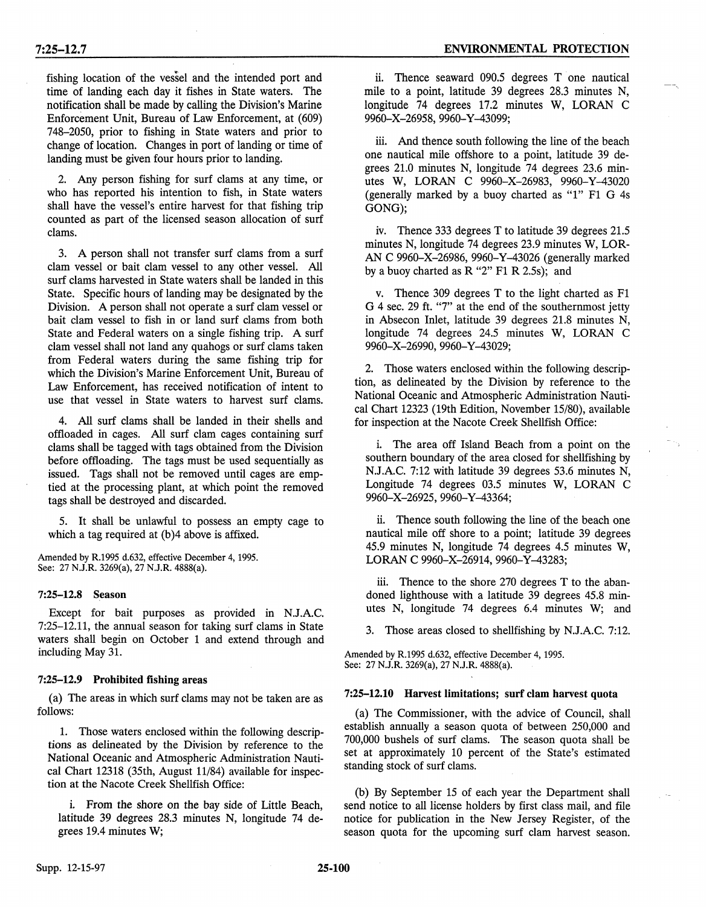fishing location of the vessel and the intended port and time of landing each day it fishes in State waters. The notification shall be made by calling the Division's Marine Enforcement Unit, Bureau of Law Enforcement, at (609) 748–2050, prior to fishing in State waters and prior to change of location. Changes in port of landing or time of landing must be given four hours prior to landing.

2. Any person fishing for surf clams at any time, or who has reported his intention to fish, in State waters shall have the vessel's entire harvest for that fishing trip counted as part of the licensed season allocation of surf clams.

3. A person shall not transfer surf clams from a surf clam vessel or bait clam vessel to any other vessel. All surf clams harvested in State waters shall be landed in this State. Specific hours of landing may be designated by the Division. A person shall not operate a surf clam vessel or bait clam vessel to fish in or land surf clams from both State and Federal waters on a single fishing trip. A surf clam vessel shall not land any quahogs or surf clams taken from Federal waters during the same fishing trip for which the Division's Marine Enforcement Unit, Bureau of Law Enforcement, has received notification of intent to use that vessel in State waters to harvest surf clams.

4. All surf clams shall be landed in their shells and offloaded in cages. All surf clam cages containing surf clams shall be tagged with tags obtained from the Division before offloading. The tags must be used sequentially as issued. Tags shall not be removed until cages are emptied at the processing plant, at which point the removed tags shall be destroyed and discarded.

5. It shall be unlawful to possess an empty cage to which a tag required at (b)4 above is affixed.

Amended by R.1995 d.632, effective December 4, 1995.
See: 27 N.J.R. 3269(a), 27 N.J.R. 4888(a).

### 7:25–12.8 Season

Except for bait purposes as provided in N.J.A.C. 7:25–12.11, the annual season for taking surf clams in State waters shall begin on October 1 and extend through and including May 31.

### 7:25–12.9 Prohibited fishing areas

(a) The areas in which surf clams may not be taken are as follows:

1. Those waters enclosed within the following descriptions as delineated by the Division by reference to the National Oceanic and Atmospheric Administration Nautical Chart 12318 (35th, August 11/84) available for inspection at the Nacote Creek Shellfish Office:

i. From the shore on the bay side of Little Beach, latitude 39 degrees 28.3 minutes N, longitude 74 degrees 19.4 minutes W;

ii. Thence seaward 090.5 degrees T one nautical mile to a point, latitude 39 degrees 28.3 minutes N, longitude 74 degrees 17.2 minutes W, LORAN C 9960–X–26958, 9960–Y–43099;

iii. And thence south following the line of the beach one nautical mile offshore to a point, latitude 39 degrees 21.0 minutes N, longitude 74 degrees 23.6 minutes W, LORAN C 9960–X–26983, 9960–Y–43020 (generally marked by a buoy charted as "1" Fl G 4s GONG);

iv. Thence 333 degrees T to latitude 39 degrees 21.5 minutes N, longitude 74 degrees 23.9 minutes W, LORAN C 9960–X–26986, 9960–Y–43026 (generally marked by a buoy charted as R "2" Fl R 2.5s); and

v. Thence 309 degrees T to the light charted as Fl G 4 sec. 29 ft. "7" at the end of the southernmost jetty in Absecon Inlet, latitude 39 degrees 21.8 minutes N, longitude 74 degrees 24.5 minutes W, LORAN C 9960–X–26990, 9960–Y–43029;

2. Those waters enclosed within the following description, as delineated by the Division by reference to the National Oceanic and Atmospheric Administration Nautical Chart 12323 (19th Edition, November 15/80), available for inspection at the Nacote Creek Shellfish Office:

i. The area off Island Beach from a point on the southern boundary of the area closed for shellfishing by N.J.A.C. 7:12 with latitude 39 degrees 53.6 minutes N, Longitude 74 degrees 03.5 minutes W, LORAN C 9960–X–26925, 9960–Y–43364;

ii. Thence south following the line of the beach one nautical mile off shore to a point; latitude 39 degrees 45.9 minutes N, longitude 74 degrees 4.5 minutes W, LORAN C 9960–X–26914, 9960–Y–43283;

iii. Thence to the shore 270 degrees T to the abandoned lighthouse with a latitude 39 degrees 45.8 minutes N, longitude 74 degrees 6.4 minutes W; and

3. Those areas closed to shellfishing by N.J.A.C. 7:12.

Amended by R.1995 d.632, effective December 4, 1995.
See: 27 N.J.R. 3269(a), 27 N.J.R. 4888(a).

### 7:25–12.10 Harvest limitations; surf clam harvest quota

(a) The Commissioner, with the advice of Council, shall establish annually a season quota of between 250,000 and 700,000 bushels of surf clams. The season quota shall be set at approximately 10 percent of the State's estimated standing stock of surf clams.

(b) By September 15 of each year the Department shall send notice to all license holders by first class mail, and file notice for publication in the New Jersey Register, of the season quota for the upcoming surf clam harvest season.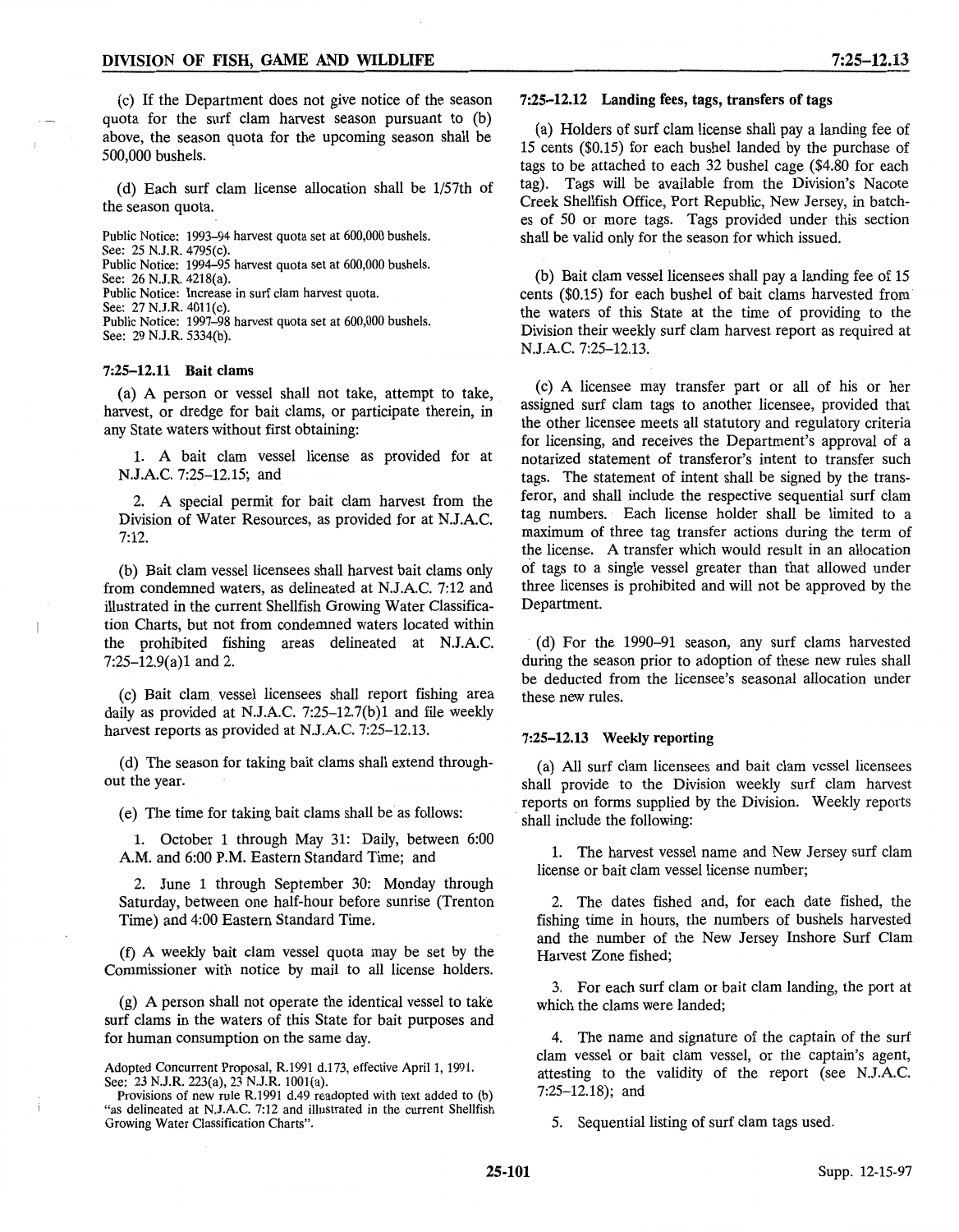(c) If the Department does not give notice of the season quota for the surf clam harvest season pursuant to (b) above, the season quota for the upcoming season shall be 500,000 bushels.

(d) Each surf clam license allocation shall be 1/57th of the season quota.

Public Notice: 1993–94 harvest quota set at 600,000 bushels.
See: 25 N.J.R. 4795(c).
Public Notice: 1994–95 harvest quota set at 600,000 bushels.
See: 26 N.J.R. 4218(a).
Public Notice: Increase in surf clam harvest quota.
See: 27 N.J.R. 4011(c).
Public Notice: 1997–98 harvest quota set at 600,000 bushels.
See: 29 N.J.R. 5334(b).

### 7:25–12.11 Bait clams

(a) A person or vessel shall not take, attempt to take, harvest, or dredge for bait clams, or participate therein, in any State waters without first obtaining:

1. A bait clam vessel license as provided for at N.J.A.C. 7:25–12.15; and

2. A special permit for bait clam harvest from the Division of Water Resources, as provided for at N.J.A.C. 7:12.

(b) Bait clam vessel licensees shall harvest bait clams only from condemned waters, as delineated at N.J.A.C. 7:12 and illustrated in the current Shellfish Growing Water Classification Charts, but not from condemned waters located within the prohibited fishing areas delineated at N.J.A.C. 7:25–12.9(a)1 and 2.

(c) Bait clam vessel licensees shall report fishing area daily as provided at N.J.A.C. 7:25–12.7(b)1 and file weekly harvest reports as provided at N.J.A.C. 7:25–12.13.

(d) The season for taking bait clams shall extend throughout the year.

(e) The time for taking bait clams shall be as follows:

1. October 1 through May 31: Daily, between 6:00 A.M. and 6:00 P.M. Eastern Standard Time; and

2. June 1 through September 30: Monday through Saturday, between one half-hour before sunrise (Trenton Time) and 4:00 Eastern Standard Time.

(f) A weekly bait clam vessel quota may be set by the Commissioner with notice by mail to all license holders.

(g) A person shall not operate the identical vessel to take surf clams in the waters of this State for bait purposes and for human consumption on the same day.

Adopted Concurrent Proposal, R.1991 d.173, effective April 1, 1991.
See: 23 N.J.R. 223(a), 23 N.J.R. 1001(a).
Provisions of new rule R.1991 d.49 readopted with text added to (b) "as delineated at N.J.A.C. 7:12 and illustrated in the current Shellfish Growing Water Classification Charts".

### 7:25–12.12 Landing fees, tags, transfers of tags

(a) Holders of surf clam license shall pay a landing fee of 15 cents ($0.15) for each bushel landed by the purchase of tags to be attached to each 32 bushel cage ($4.80 for each tag). Tags will be available from the Division's Nacote Creek Shellfish Office, Port Republic, New Jersey, in batches of 50 or more tags. Tags provided under this section shall be valid only for the season for which issued.

(b) Bait clam vessel licensees shall pay a landing fee of 15 cents ($0.15) for each bushel of bait clams harvested from the waters of this State at the time of providing to the Division their weekly surf clam harvest report as required at N.J.A.C. 7:25–12.13.

(c) A licensee may transfer part or all of his or her assigned surf clam tags to another licensee, provided that the other licensee meets all statutory and regulatory criteria for licensing, and receives the Department's approval of a notarized statement of transferor's intent to transfer such tags. The statement of intent shall be signed by the transferor, and shall include the respective sequential surf clam tag numbers. Each license holder shall be limited to a maximum of three tag transfer actions during the term of the license. A transfer which would result in an allocation of tags to a single vessel greater than that allowed under three licenses is prohibited and will not be approved by the Department.

(d) For the 1990–91 season, any surf clams harvested during the season prior to adoption of these new rules shall be deducted from the licensee's seasonal allocation under these new rules.

### 7:25–12.13 Weekly reporting

(a) All surf clam licensees and bait clam vessel licensees shall provide to the Division weekly surf clam harvest reports on forms supplied by the Division. Weekly reports shall include the following:

1. The harvest vessel name and New Jersey surf clam license or bait clam vessel license number;

2. The dates fished and, for each date fished, the fishing time in hours, the numbers of bushels harvested and the number of the New Jersey Inshore Surf Clam Harvest Zone fished;

3. For each surf clam or bait clam landing, the port at which the clams were landed;

4. The name and signature of the captain of the surf clam vessel or bait clam vessel, or the captain's agent, attesting to the validity of the report (see N.J.A.C. 7:25–12.18); and

5. Sequential listing of surf clam tags used.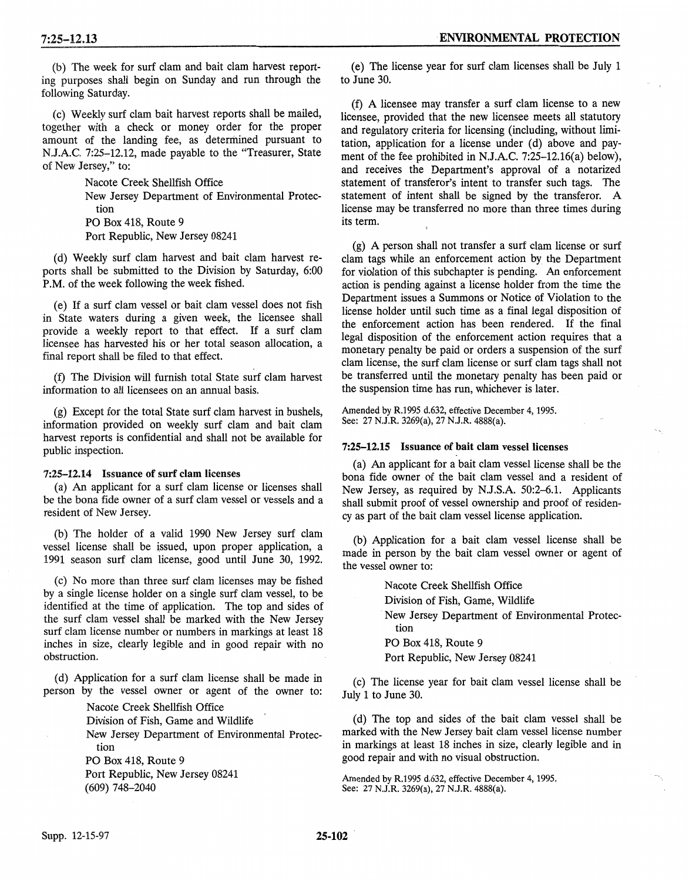(b) The week for surf clam and bait clam harvest reporting purposes shall begin on Sunday and run through the following Saturday.

(c) Weekly surf clam bait harvest reports shall be mailed, together with a check or money order for the proper amount of the landing fee, as determined pursuant to N.J.A.C. 7:25–12.12, made payable to the "Treasurer, State of New Jersey," to:

> Nacote Creek Shellfish Office
> New Jersey Department of Environmental Protection
> PO Box 418, Route 9
> Port Republic, New Jersey 08241

(d) Weekly surf clam harvest and bait clam harvest reports shall be submitted to the Division by Saturday, 6:00 P.M. of the week following the week fished.

(e) If a surf clam vessel or bait clam vessel does not fish in State waters during a given week, the licensee shall provide a weekly report to that effect. If a surf clam licensee has harvested his or her total season allocation, a final report shall be filed to that effect.

(f) The Division will furnish total State surf clam harvest information to all licensees on an annual basis.

(g) Except for the total State surf clam harvest in bushels, information provided on weekly surf clam and bait clam harvest reports is confidential and shall not be available for public inspection.

### 7:25–12.14 Issuance of surf clam licenses

(a) An applicant for a surf clam license or licenses shall be the bona fide owner of a surf clam vessel or vessels and a resident of New Jersey.

(b) The holder of a valid 1990 New Jersey surf clam vessel license shall be issued, upon proper application, a 1991 season surf clam license, good until June 30, 1992.

(c) No more than three surf clam licenses may be fished by a single license holder on a single surf clam vessel, to be identified at the time of application. The top and sides of the surf clam vessel shall be marked with the New Jersey surf clam license number or numbers in markings at least 18 inches in size, clearly legible and in good repair with no obstruction.

(d) Application for a surf clam license shall be made in person by the vessel owner or agent of the owner to:

> Nacote Creek Shellfish Office
> Division of Fish, Game and Wildlife
> New Jersey Department of Environmental Protection
> PO Box 418, Route 9
> Port Republic, New Jersey 08241
> (609) 748–2040

(e) The license year for surf clam licenses shall be July 1 to June 30.

(f) A licensee may transfer a surf clam license to a new licensee, provided that the new licensee meets all statutory and regulatory criteria for licensing (including, without limitation, application for a license under (d) above and payment of the fee prohibited in N.J.A.C. 7:25–12.16(a) below), and receives the Department's approval of a notarized statement of transferor's intent to transfer such tags. The statement of intent shall be signed by the transferor. A license may be transferred no more than three times during its term.

(g) A person shall not transfer a surf clam license or surf clam tags while an enforcement action by the Department for violation of this subchapter is pending. An enforcement action is pending against a license holder from the time the Department issues a Summons or Notice of Violation to the license holder until such time as a final legal disposition of the enforcement action has been rendered. If the final legal disposition of the enforcement action requires that a monetary penalty be paid or orders a suspension of the surf clam license, the surf clam license or surf clam tags shall not be transferred until the monetary penalty has been paid or the suspension time has run, whichever is later.

Amended by R.1995 d.632, effective December 4, 1995.
See: 27 N.J.R. 3269(a), 27 N.J.R. 4888(a).

### 7:25–12.15 Issuance of bait clam vessel licenses

(a) An applicant for a bait clam vessel license shall be the bona fide owner of the bait clam vessel and a resident of New Jersey, as required by N.J.S.A. 50:2–6.1. Applicants shall submit proof of vessel ownership and proof of residency as part of the bait clam vessel license application.

(b) Application for a bait clam vessel license shall be made in person by the bait clam vessel owner or agent of the vessel owner to:

> Nacote Creek Shellfish Office
> Division of Fish, Game, Wildlife
> New Jersey Department of Environmental Protection
> PO Box 418, Route 9
> Port Republic, New Jersey 08241

(c) The license year for bait clam vessel license shall be July 1 to June 30.

(d) The top and sides of the bait clam vessel shall be marked with the New Jersey bait clam vessel license number in markings at least 18 inches in size, clearly legible and in good repair and with no visual obstruction.

Amended by R.1995 d.632, effective December 4, 1995.
See: 27 N.J.R. 3269(a), 27 N.J.R. 4888(a).